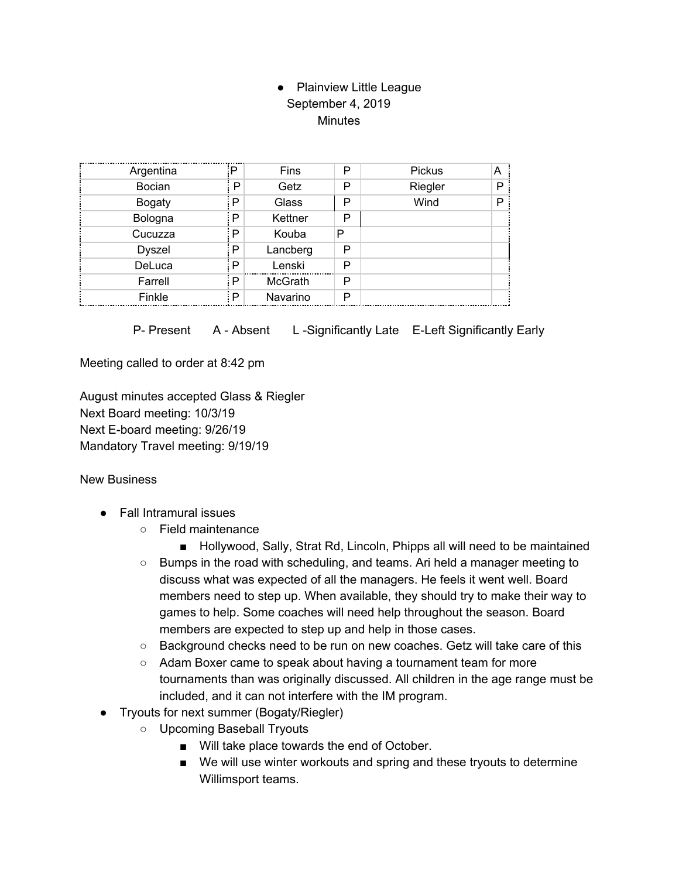- Plainview Little League

September 4, 2019

Minutes

| Argentina | P | Fins | P | Pickus | A |
|---|---|---|---|---|---|
| Bocian | P | Getz | P | Riegler | P |
| Bogaty | P | Glass | P | Wind | P |
| Bologna | P | Kettner | P | | |
| Cucuzza | P | Kouba | P | | |
| Dyszel | P | Lancberg | P | | |
| DeLuca | P | Lenski | P | | |
| Farrell | P | McGrath | P | | |
| Finkle | P | Navarino | P | | |

P- Present    A - Absent    L -Significantly Late    E-Left Significantly Early

Meeting called to order at 8:42 pm

August minutes accepted Glass & Riegler
Next Board meeting: 10/3/19
Next E-board meeting: 9/26/19
Mandatory Travel meeting: 9/19/19

New Business

- Fall Intramural issues
    - Field maintenance
        - Hollywood, Sally, Strat Rd, Lincoln, Phipps all will need to be maintained
    - Bumps in the road with scheduling, and teams. Ari held a manager meeting to discuss what was expected of all the managers. He feels it went well. Board members need to step up. When available, they should try to make their way to games to help. Some coaches will need help throughout the season. Board members are expected to step up and help in those cases.
    - Background checks need to be run on new coaches. Getz will take care of this
    - Adam Boxer came to speak about having a tournament team for more tournaments than was originally discussed. All children in the age range must be included, and it can not interfere with the IM program.
- Tryouts for next summer (Bogaty/Riegler)
    - Upcoming Baseball Tryouts
        - Will take place towards the end of October.
        - We will use winter workouts and spring and these tryouts to determine Willimsport teams.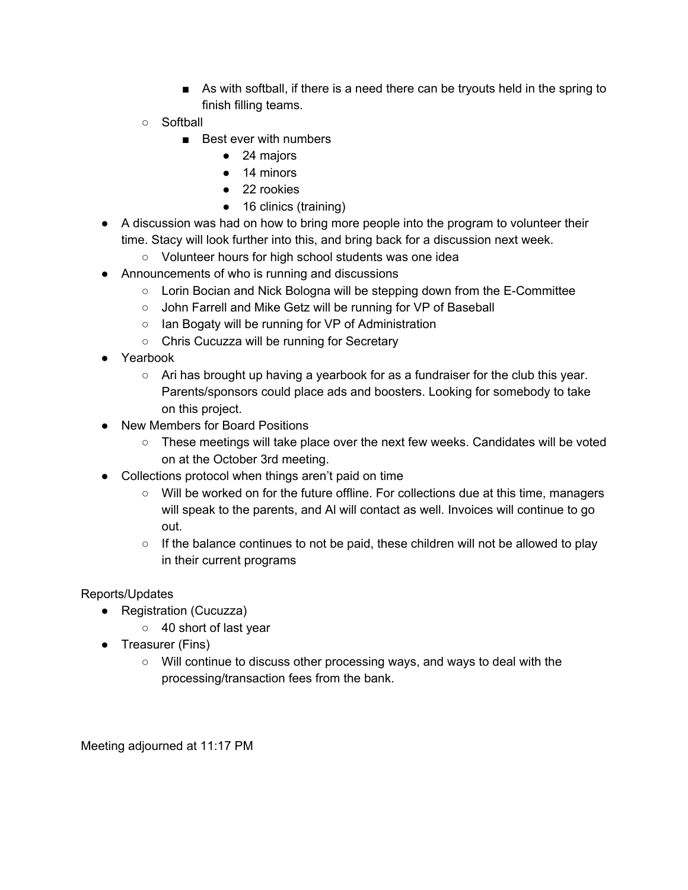- As with softball, if there is a need there can be tryouts held in the spring to finish filling teams.
    - Softball
        - Best ever with numbers
            - 24 majors
            - 14 minors
            - 22 rookies
            - 16 clinics (training)
- A discussion was had on how to bring more people into the program to volunteer their time. Stacy will look further into this, and bring back for a discussion next week.
    - Volunteer hours for high school students was one idea
- Announcements of who is running and discussions
    - Lorin Bocian and Nick Bologna will be stepping down from the E-Committee
    - John Farrell and Mike Getz will be running for VP of Baseball
    - Ian Bogaty will be running for VP of Administration
    - Chris Cucuzza will be running for Secretary
- Yearbook
    - Ari has brought up having a yearbook for as a fundraiser for the club this year. Parents/sponsors could place ads and boosters. Looking for somebody to take on this project.
- New Members for Board Positions
    - These meetings will take place over the next few weeks. Candidates will be voted on at the October 3rd meeting.
- Collections protocol when things aren't paid on time
    - Will be worked on for the future offline. For collections due at this time, managers will speak to the parents, and Al will contact as well. Invoices will continue to go out.
    - If the balance continues to not be paid, these children will not be allowed to play in their current programs

Reports/Updates

- Registration (Cucuzza)
    - 40 short of last year
- Treasurer (Fins)
    - Will continue to discuss other processing ways, and ways to deal with the processing/transaction fees from the bank.

Meeting adjourned at 11:17 PM